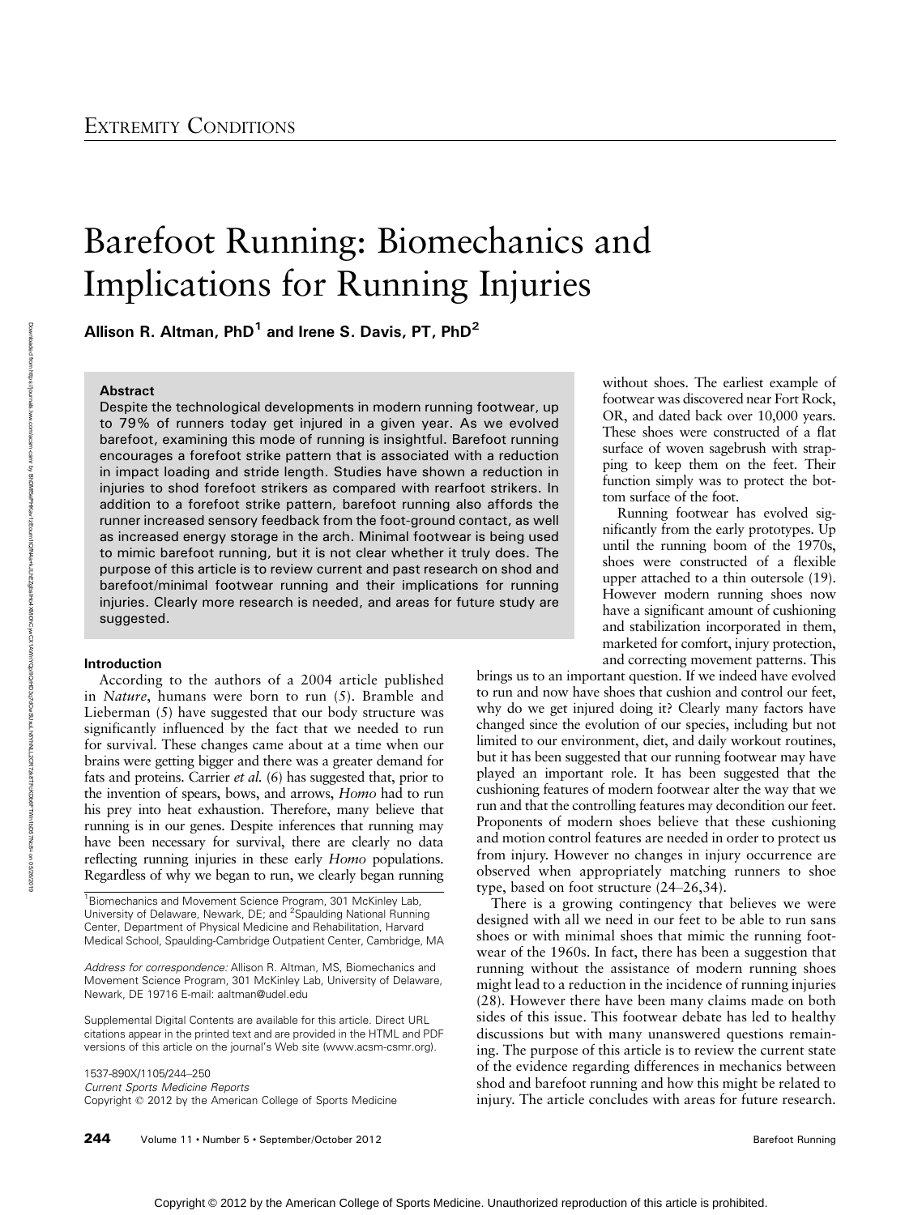EXTREMITY CONDITIONS

# Barefoot Running: Biomechanics and Implications for Running Injuries

**Allison R. Altman, PhD[1] and Irene S. Davis, PT, PhD[2]**

### Abstract

Despite the technological developments in modern running footwear, up to 79% of runners today get injured in a given year. As we evolved barefoot, examining this mode of running is insightful. Barefoot running encourages a forefoot strike pattern that is associated with a reduction in impact loading and stride length. Studies have shown a reduction in injuries to shod forefoot strikers as compared with rearfoot strikers. In addition to a forefoot strike pattern, barefoot running also affords the runner increased sensory feedback from the foot-ground contact, as well as increased energy storage in the arch. Minimal footwear is being used to mimic barefoot running, but it is not clear whether it truly does. The purpose of this article is to review current and past research on shod and barefoot/minimal footwear running and their implications for running injuries. Clearly more research is needed, and areas for future study are suggested.

## Introduction

According to the authors of a 2004 article published in *Nature*, humans were born to run (5). Bramble and Lieberman (5) have suggested that our body structure was significantly influenced by the fact that we needed to run for survival. These changes came about at a time when our brains were getting bigger and there was a greater demand for fats and proteins. Carrier *et al.* (6) has suggested that, prior to the invention of spears, bows, and arrows, *Homo* had to run his prey into heat exhaustion. Therefore, many believe that running is in our genes. Despite inferences that running may have been necessary for survival, there are clearly no data reflecting running injuries in these early *Homo* populations. Regardless of why we began to run, we clearly began running without shoes. The earliest example of footwear was discovered near Fort Rock, OR, and dated back over 10,000 years. These shoes were constructed of a flat surface of woven sagebrush with strapping to keep them on the feet. Their function simply was to protect the bottom surface of the foot.

Running footwear has evolved significantly from the early prototypes. Up until the running boom of the 1970s, shoes were constructed of a flexible upper attached to a thin outersole (19). However modern running shoes now have a significant amount of cushioning and stabilization incorporated in them, marketed for comfort, injury protection, and correcting movement patterns. This brings us to an important question. If we indeed have evolved to run and now have shoes that cushion and control our feet, why do we get injured doing it? Clearly many factors have changed since the evolution of our species, including but not limited to our environment, diet, and daily workout routines, but it has been suggested that our running footwear may have played an important role. It has been suggested that the cushioning features of modern footwear alter the way that we run and that the controlling features may decondition our feet. Proponents of modern shoes believe that these cushioning and motion control features are needed in order to protect us from injury. However no changes in injury occurrence are observed when appropriately matching runners to shoe type, based on foot structure (24–26,34).

There is a growing contingency that believes we were designed with all we need in our feet to be able to run sans shoes or with minimal shoes that mimic the running footwear of the 1960s. In fact, there has been a suggestion that running without the assistance of modern running shoes might lead to a reduction in the incidence of running injuries (28). However there have been many claims made on both sides of this issue. This footwear debate has led to healthy discussions but with many unanswered questions remaining. The purpose of this article is to review the current state of the evidence regarding differences in mechanics between shod and barefoot running and how this might be related to injury. The article concludes with areas for future research.

[1]Biomechanics and Movement Science Program, 301 McKinley Lab, University of Delaware, Newark, DE; and [2]Spaulding National Running Center, Department of Physical Medicine and Rehabilitation, Harvard Medical School, Spaulding-Cambridge Outpatient Center, Cambridge, MA

*Address for correspondence:* Allison R. Altman, MS, Biomechanics and Movement Science Program, 301 McKinley Lab, University of Delaware, Newark, DE 19716 E-mail: aaltman@udel.edu

Supplemental Digital Contents are available for this article. Direct URL citations appear in the printed text and are provided in the HTML and PDF versions of this article on the journal's Web site (www.acsm-csmr.org).

1537-890X/1105/244–250
*Current Sports Medicine Reports*
Copyright © 2012 by the American College of Sports Medicine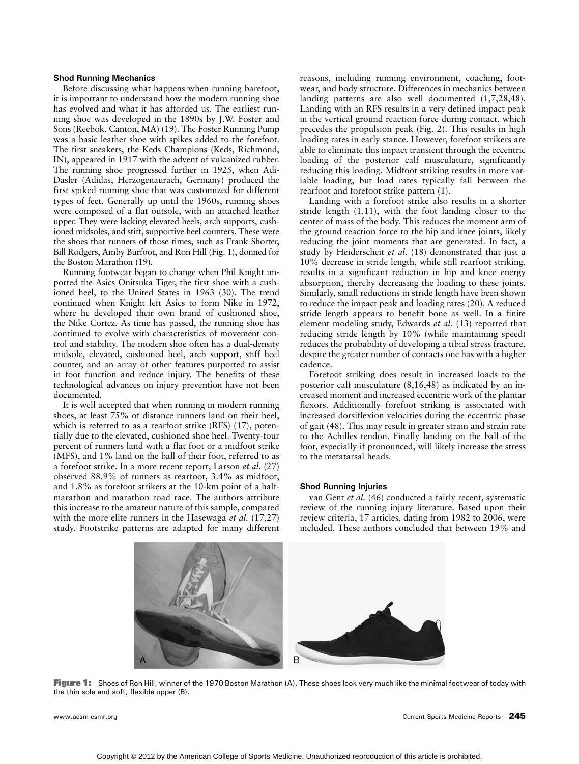### Shod Running Mechanics

Before discussing what happens when running barefoot, it is important to understand how the modern running shoe has evolved and what it has afforded us. The earliest running shoe was developed in the 1890s by J.W. Foster and Sons (Reebok, Canton, MA) (19). The Foster Running Pump was a basic leather shoe with spikes added to the forefoot. The first sneakers, the Keds Champions (Keds, Richmond, IN), appeared in 1917 with the advent of vulcanized rubber. The running shoe progressed further in 1925, when Adi-Dasler (Adidas, Herzogenaurach, Germany) produced the first spiked running shoe that was customized for different types of feet. Generally up until the 1960s, running shoes were composed of a flat outsole, with an attached leather upper. They were lacking elevated heels, arch supports, cushioned midsoles, and stiff, supportive heel counters. These were the shoes that runners of those times, such as Frank Shorter, Bill Rodgers, Amby Burfoot, and Ron Hill (Fig. 1), donned for the Boston Marathon (19).

Running footwear began to change when Phil Knight imported the Asics Onitsuka Tiger, the first shoe with a cushioned heel, to the United States in 1963 (30). The trend continued when Knight left Asics to form Nike in 1972, where he developed their own brand of cushioned shoe, the Nike Cortez. As time has passed, the running shoe has continued to evolve with characteristics of movement control and stability. The modern shoe often has a dual-density midsole, elevated, cushioned heel, arch support, stiff heel counter, and an array of other features purported to assist in foot function and reduce injury. The benefits of these technological advances on injury prevention have not been documented.

It is well accepted that when running in modern running shoes, at least 75% of distance runners land on their heel, which is referred to as a rearfoot strike (RFS) (17), potentially due to the elevated, cushioned shoe heel. Twenty-four percent of runners land with a flat foot or a midfoot strike (MFS), and 1% land on the ball of their foot, referred to as a forefoot strike. In a more recent report, Larson *et al.* (27) observed 88.9% of runners as rearfoot, 3.4% as midfoot, and 1.8% as forefoot strikers at the 10-km point of a half-marathon and marathon road race. The authors attribute this increase to the amateur nature of this sample, compared with the more elite runners in the Hasewaga *et al.* (17,27) study. Footstrike patterns are adapted for many different reasons, including running environment, coaching, footwear, and body structure. Differences in mechanics between landing patterns are also well documented (1,7,28,48). Landing with an RFS results in a very defined impact peak in the vertical ground reaction force during contact, which precedes the propulsion peak (Fig. 2). This results in high loading rates in early stance. However, forefoot strikers are able to eliminate this impact transient through the eccentric loading of the posterior calf musculature, significantly reducing this loading. Midfoot striking results in more variable loading, but load rates typically fall between the rearfoot and forefoot strike pattern (1).

Landing with a forefoot strike also results in a shorter stride length (1,11), with the foot landing closer to the center of mass of the body. This reduces the moment arm of the ground reaction force to the hip and knee joints, likely reducing the joint moments that are generated. In fact, a study by Heiderscheit *et al.* (18) demonstrated that just a 10% decrease in stride length, while still rearfoot striking, results in a significant reduction in hip and knee energy absorption, thereby decreasing the loading to these joints. Similarly, small reductions in stride length have been shown to reduce the impact peak and loading rates (20). A reduced stride length appears to benefit bone as well. In a finite element modeling study, Edwards *et al.* (13) reported that reducing stride length by 10% (while maintaining speed) reduces the probability of developing a tibial stress fracture, despite the greater number of contacts one has with a higher cadence.

Forefoot striking does result in increased loads to the posterior calf musculature (8,16,48) as indicated by an increased moment and increased eccentric work of the plantar flexors. Additionally forefoot striking is associated with increased dorsiflexion velocities during the eccentric phase of gait (48). This may result in greater strain and strain rate to the Achilles tendon. Finally landing on the ball of the foot, especially if pronounced, will likely increase the stress to the metatarsal heads.

### Shod Running Injuries

van Gent *et al.* (46) conducted a fairly recent, systematic review of the running injury literature. Based upon their review criteria, 17 articles, dating from 1982 to 2006, were included. These authors concluded that between 19% and

**Figure 1:** Shoes of Ron Hill, winner of the 1970 Boston Marathon (A). These shoes look very much like the minimal footwear of today with the thin sole and soft, flexible upper (B).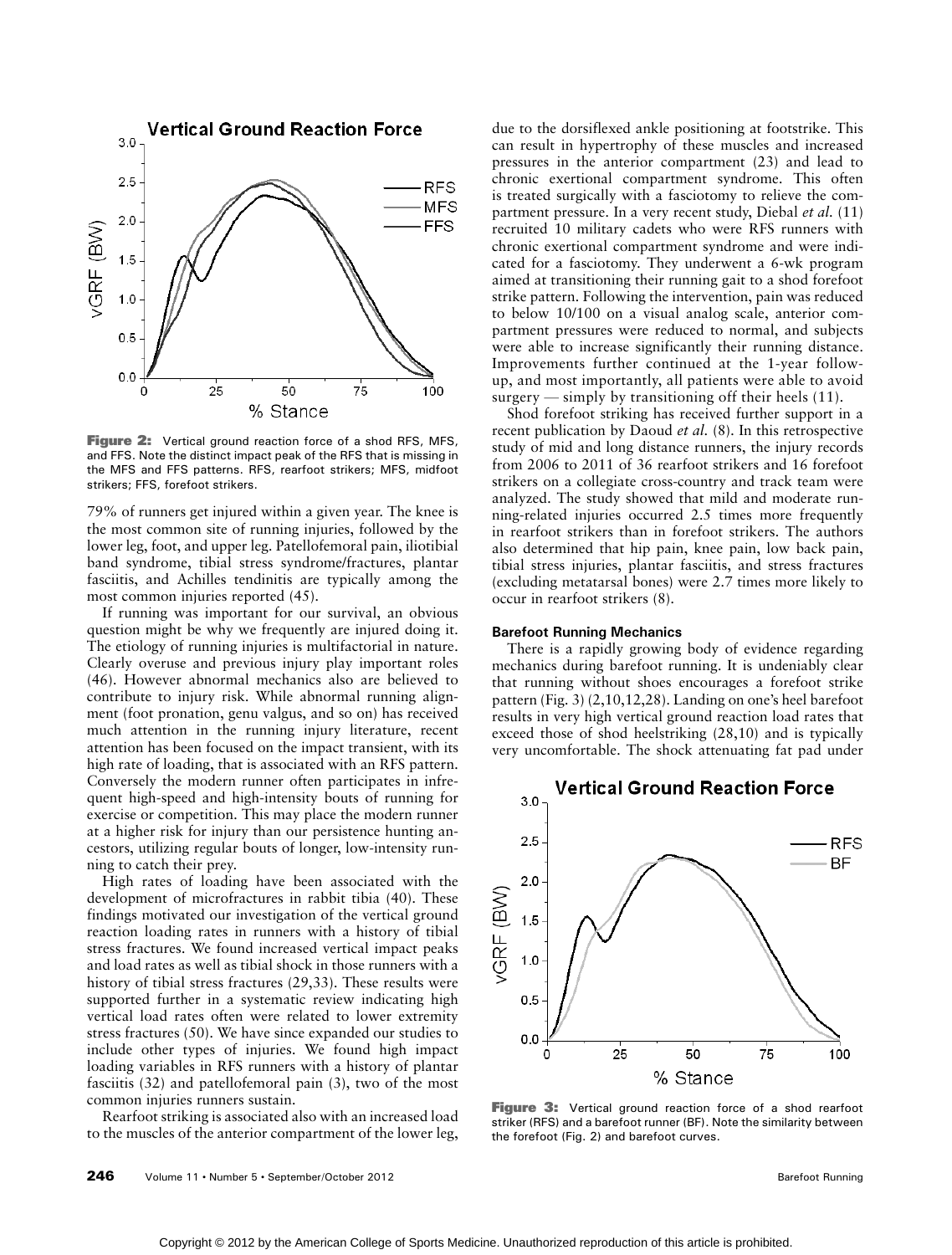Figure 2: Vertical ground reaction force of a shod RFS, MFS, and FFS. Note the distinct impact peak of the RFS that is missing in the MFS and FFS patterns. RFS, rearfoot strikers; MFS, midfoot strikers; FFS, forefoot strikers.

79% of runners get injured within a given year. The knee is the most common site of running injuries, followed by the lower leg, foot, and upper leg. Patellofemoral pain, iliotibial band syndrome, tibial stress syndrome/fractures, plantar fasciitis, and Achilles tendinitis are typically among the most common injuries reported (45).

If running was important for our survival, an obvious question might be why we frequently are injured doing it. The etiology of running injuries is multifactorial in nature. Clearly overuse and previous injury play important roles (46). However abnormal mechanics also are believed to contribute to injury risk. While abnormal running alignment (foot pronation, genu valgus, and so on) has received much attention in the running injury literature, recent attention has been focused on the impact transient, with its high rate of loading, that is associated with an RFS pattern. Conversely the modern runner often participates in infrequent high-speed and high-intensity bouts of running for exercise or competition. This may place the modern runner at a higher risk for injury than our persistence hunting ancestors, utilizing regular bouts of longer, low-intensity running to catch their prey.

High rates of loading have been associated with the development of microfractures in rabbit tibia (40). These findings motivated our investigation of the vertical ground reaction loading rates in runners with a history of tibial stress fractures. We found increased vertical impact peaks and load rates as well as tibial shock in those runners with a history of tibial stress fractures (29,33). These results were supported further in a systematic review indicating high vertical load rates often were related to lower extremity stress fractures (50). We have since expanded our studies to include other types of injuries. We found high impact loading variables in RFS runners with a history of plantar fasciitis (32) and patellofemoral pain (3), two of the most common injuries runners sustain.

Rearfoot striking is associated also with an increased load to the muscles of the anterior compartment of the lower leg, due to the dorsiflexed ankle positioning at footstrike. This can result in hypertrophy of these muscles and increased pressures in the anterior compartment (23) and lead to chronic exertional compartment syndrome. This often is treated surgically with a fasciotomy to relieve the compartment pressure. In a very recent study, Diebal *et al.* (11) recruited 10 military cadets who were RFS runners with chronic exertional compartment syndrome and were indicated for a fasciotomy. They underwent a 6-wk program aimed at transitioning their running gait to a shod forefoot strike pattern. Following the intervention, pain was reduced to below 10/100 on a visual analog scale, anterior compartment pressures were reduced to normal, and subjects were able to increase significantly their running distance. Improvements further continued at the 1-year follow-up, and most importantly, all patients were able to avoid surgery — simply by transitioning off their heels (11).

Shod forefoot striking has received further support in a recent publication by Daoud *et al.* (8). In this retrospective study of mid and long distance runners, the injury records from 2006 to 2011 of 36 rearfoot strikers and 16 forefoot strikers on a collegiate cross-country and track team were analyzed. The study showed that mild and moderate running-related injuries occurred 2.5 times more frequently in rearfoot strikers than in forefoot strikers. The authors also determined that hip pain, knee pain, low back pain, tibial stress injuries, plantar fasciitis, and stress fractures (excluding metatarsal bones) were 2.7 times more likely to occur in rearfoot strikers (8).

### Barefoot Running Mechanics

There is a rapidly growing body of evidence regarding mechanics during barefoot running. It is undeniably clear that running without shoes encourages a forefoot strike pattern (Fig. 3) (2,10,12,28). Landing on one's heel barefoot results in very high vertical ground reaction load rates that exceed those of shod heelstriking (28,10) and is typically very uncomfortable. The shock attenuating fat pad under

Figure 3: Vertical ground reaction force of a shod rearfoot striker (RFS) and a barefoot runner (BF). Note the similarity between the forefoot (Fig. 2) and barefoot curves.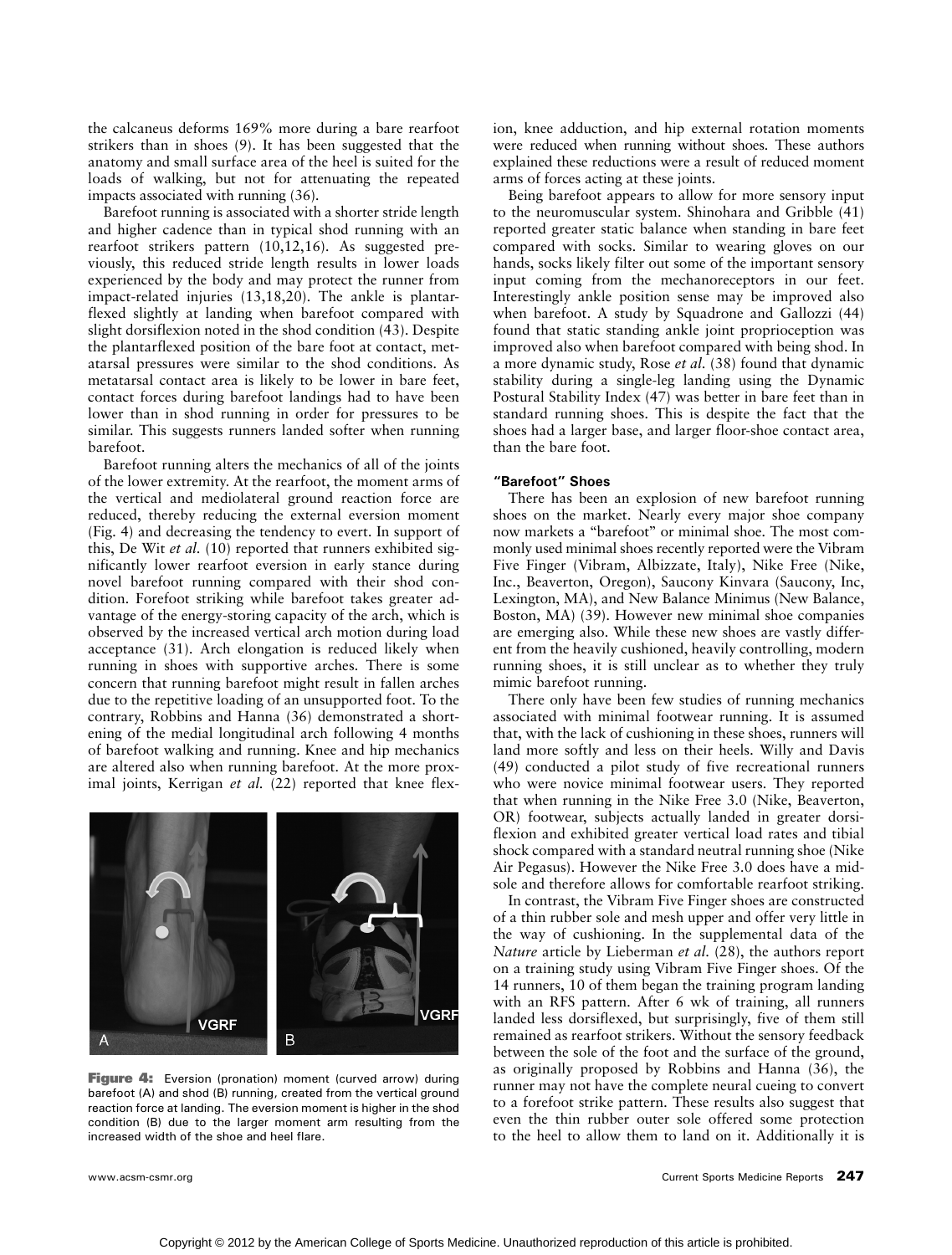the calcaneus deforms 169% more during a bare rearfoot strikers than in shoes (9). It has been suggested that the anatomy and small surface area of the heel is suited for the loads of walking, but not for attenuating the repeated impacts associated with running (36).

Barefoot running is associated with a shorter stride length and higher cadence than in typical shod running with an rearfoot strikers pattern (10,12,16). As suggested previously, this reduced stride length results in lower loads experienced by the body and may protect the runner from impact-related injuries (13,18,20). The ankle is plantarflexed slightly at landing when barefoot compared with slight dorsiflexion noted in the shod condition (43). Despite the plantarflexed position of the bare foot at contact, metatarsal pressures were similar to the shod conditions. As metatarsal contact area is likely to be lower in bare feet, contact forces during barefoot landings had to have been lower than in shod running in order for pressures to be similar. This suggests runners landed softer when running barefoot.

Barefoot running alters the mechanics of all of the joints of the lower extremity. At the rearfoot, the moment arms of the vertical and mediolateral ground reaction force are reduced, thereby reducing the external eversion moment (Fig. 4) and decreasing the tendency to evert. In support of this, De Wit *et al.* (10) reported that runners exhibited significantly lower rearfoot eversion in early stance during novel barefoot running compared with their shod condition. Forefoot striking while barefoot takes greater advantage of the energy-storing capacity of the arch, which is observed by the increased vertical arch motion during load acceptance (31). Arch elongation is reduced likely when running in shoes with supportive arches. There is some concern that running barefoot might result in fallen arches due to the repetitive loading of an unsupported foot. To the contrary, Robbins and Hanna (36) demonstrated a shortening of the medial longitudinal arch following 4 months of barefoot walking and running. Knee and hip mechanics are altered also when running barefoot. At the more proximal joints, Kerrigan *et al.* (22) reported that knee flexion, knee adduction, and hip external rotation moments were reduced when running without shoes. These authors explained these reductions were a result of reduced moment arms of forces acting at these joints.

**Figure 4:** Eversion (pronation) moment (curved arrow) during barefoot (A) and shod (B) running, created from the vertical ground reaction force at landing. The eversion moment is higher in the shod condition (B) due to the larger moment arm resulting from the increased width of the shoe and heel flare.

Being barefoot appears to allow for more sensory input to the neuromuscular system. Shinohara and Gribble (41) reported greater static balance when standing in bare feet compared with socks. Similar to wearing gloves on our hands, socks likely filter out some of the important sensory input coming from the mechanoreceptors in our feet. Interestingly ankle position sense may be improved also when barefoot. A study by Squadrone and Gallozzi (44) found that static standing ankle joint proprioception was improved also when barefoot compared with being shod. In a more dynamic study, Rose *et al.* (38) found that dynamic stability during a single-leg landing using the Dynamic Postural Stability Index (47) was better in bare feet than in standard running shoes. This is despite the fact that the shoes had a larger base, and larger floor-shoe contact area, than the bare foot.

#### "Barefoot" Shoes

There has been an explosion of new barefoot running shoes on the market. Nearly every major shoe company now markets a "barefoot" or minimal shoe. The most commonly used minimal shoes recently reported were the Vibram Five Finger (Vibram, Albizzate, Italy), Nike Free (Nike, Inc., Beaverton, Oregon), Saucony Kinvara (Saucony, Inc, Lexington, MA), and New Balance Minimus (New Balance, Boston, MA) (39). However new minimal shoe companies are emerging also. While these new shoes are vastly different from the heavily cushioned, heavily controlling, modern running shoes, it is still unclear as to whether they truly mimic barefoot running.

There only have been few studies of running mechanics associated with minimal footwear running. It is assumed that, with the lack of cushioning in these shoes, runners will land more softly and less on their heels. Willy and Davis (49) conducted a pilot study of five recreational runners who were novice minimal footwear users. They reported that when running in the Nike Free 3.0 (Nike, Beaverton, OR) footwear, subjects actually landed in greater dorsiflexion and exhibited greater vertical load rates and tibial shock compared with a standard neutral running shoe (Nike Air Pegasus). However the Nike Free 3.0 does have a midsole and therefore allows for comfortable rearfoot striking.

In contrast, the Vibram Five Finger shoes are constructed of a thin rubber sole and mesh upper and offer very little in the way of cushioning. In the supplemental data of the *Nature* article by Lieberman *et al.* (28), the authors report on a training study using Vibram Five Finger shoes. Of the 14 runners, 10 of them began the training program landing with an RFS pattern. After 6 wk of training, all runners landed less dorsiflexed, but surprisingly, five of them still remained as rearfoot strikers. Without the sensory feedback between the sole of the foot and the surface of the ground, as originally proposed by Robbins and Hanna (36), the runner may not have the complete neural cueing to convert to a forefoot strike pattern. These results also suggest that even the thin rubber outer sole offered some protection to the heel to allow them to land on it. Additionally it is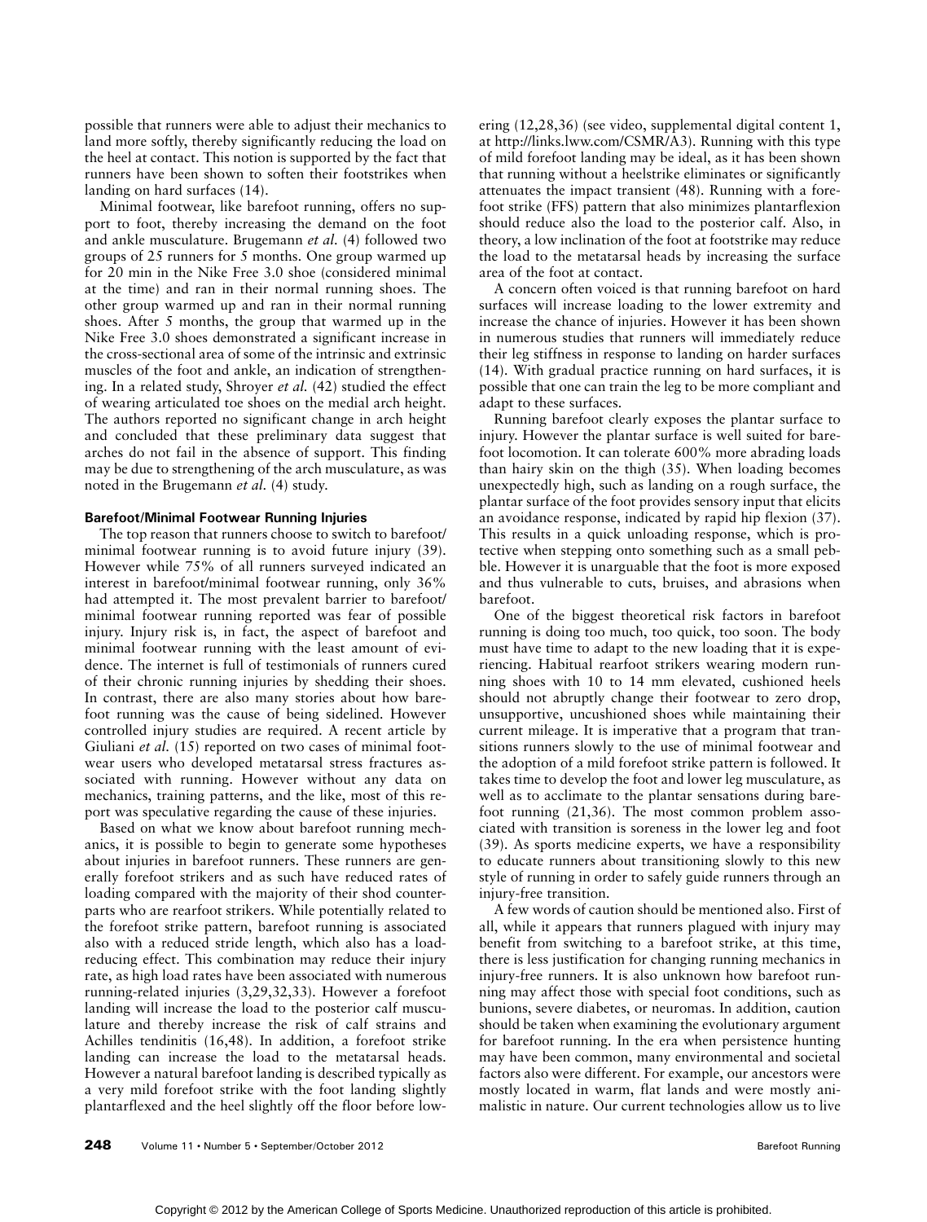possible that runners were able to adjust their mechanics to land more softly, thereby significantly reducing the load on the heel at contact. This notion is supported by the fact that runners have been shown to soften their footstrikes when landing on hard surfaces (14).

Minimal footwear, like barefoot running, offers no support to foot, thereby increasing the demand on the foot and ankle musculature. Brugemann *et al.* (4) followed two groups of 25 runners for 5 months. One group warmed up for 20 min in the Nike Free 3.0 shoe (considered minimal at the time) and ran in their normal running shoes. The other group warmed up and ran in their normal running shoes. After 5 months, the group that warmed up in the Nike Free 3.0 shoes demonstrated a significant increase in the cross-sectional area of some of the intrinsic and extrinsic muscles of the foot and ankle, an indication of strengthening. In a related study, Shroyer *et al.* (42) studied the effect of wearing articulated toe shoes on the medial arch height. The authors reported no significant change in arch height and concluded that these preliminary data suggest that arches do not fail in the absence of support. This finding may be due to strengthening of the arch musculature, as was noted in the Brugemann *et al.* (4) study.

### Barefoot/Minimal Footwear Running Injuries

The top reason that runners choose to switch to barefoot/minimal footwear running is to avoid future injury (39). However while 75% of all runners surveyed indicated an interest in barefoot/minimal footwear running, only 36% had attempted it. The most prevalent barrier to barefoot/minimal footwear running reported was fear of possible injury. Injury risk is, in fact, the aspect of barefoot and minimal footwear running with the least amount of evidence. The internet is full of testimonials of runners cured of their chronic running injuries by shedding their shoes. In contrast, there are also many stories about how barefoot running was the cause of being sidelined. However controlled injury studies are required. A recent article by Giuliani *et al.* (15) reported on two cases of minimal footwear users who developed metatarsal stress fractures associated with running. However without any data on mechanics, training patterns, and the like, most of this report was speculative regarding the cause of these injuries.

Based on what we know about barefoot running mechanics, it is possible to begin to generate some hypotheses about injuries in barefoot runners. These runners are generally forefoot strikers and as such have reduced rates of loading compared with the majority of their shod counterparts who are rearfoot strikers. While potentially related to the forefoot strike pattern, barefoot running is associated also with a reduced stride length, which also has a load-reducing effect. This combination may reduce their injury rate, as high load rates have been associated with numerous running-related injuries (3,29,32,33). However a forefoot landing will increase the load to the posterior calf musculature and thereby increase the risk of calf strains and Achilles tendinitis (16,48). In addition, a forefoot strike landing can increase the load to the metatarsal heads. However a natural barefoot landing is described typically as a very mild forefoot strike with the foot landing slightly plantarflexed and the heel slightly off the floor before lowering (12,28,36) (see video, supplemental digital content 1, at http://links.lww.com/CSMR/A3). Running with this type of mild forefoot landing may be ideal, as it has been shown that running without a heelstrike eliminates or significantly attenuates the impact transient (48). Running with a forefoot strike (FFS) pattern that also minimizes plantarflexion should reduce also the load to the posterior calf. Also, in theory, a low inclination of the foot at footstrike may reduce the load to the metatarsal heads by increasing the surface area of the foot at contact.

A concern often voiced is that running barefoot on hard surfaces will increase loading to the lower extremity and increase the chance of injuries. However it has been shown in numerous studies that runners will immediately reduce their leg stiffness in response to landing on harder surfaces (14). With gradual practice running on hard surfaces, it is possible that one can train the leg to be more compliant and adapt to these surfaces.

Running barefoot clearly exposes the plantar surface to injury. However the plantar surface is well suited for barefoot locomotion. It can tolerate 600% more abrading loads than hairy skin on the thigh (35). When loading becomes unexpectedly high, such as landing on a rough surface, the plantar surface of the foot provides sensory input that elicits an avoidance response, indicated by rapid hip flexion (37). This results in a quick unloading response, which is protective when stepping onto something such as a small pebble. However it is unarguable that the foot is more exposed and thus vulnerable to cuts, bruises, and abrasions when barefoot.

One of the biggest theoretical risk factors in barefoot running is doing too much, too quick, too soon. The body must have time to adapt to the new loading that it is experiencing. Habitual rearfoot strikers wearing modern running shoes with 10 to 14 mm elevated, cushioned heels should not abruptly change their footwear to zero drop, unsupportive, uncushioned shoes while maintaining their current mileage. It is imperative that a program that transitions runners slowly to the use of minimal footwear and the adoption of a mild forefoot strike pattern is followed. It takes time to develop the foot and lower leg musculature, as well as to acclimate to the plantar sensations during barefoot running (21,36). The most common problem associated with transition is soreness in the lower leg and foot (39). As sports medicine experts, we have a responsibility to educate runners about transitioning slowly to this new style of running in order to safely guide runners through an injury-free transition.

A few words of caution should be mentioned also. First of all, while it appears that runners plagued with injury may benefit from switching to a barefoot strike, at this time, there is less justification for changing running mechanics in injury-free runners. It is also unknown how barefoot running may affect those with special foot conditions, such as bunions, severe diabetes, or neuromas. In addition, caution should be taken when examining the evolutionary argument for barefoot running. In the era when persistence hunting may have been common, many environmental and societal factors also were different. For example, our ancestors were mostly located in warm, flat lands and were mostly animalistic in nature. Our current technologies allow us to live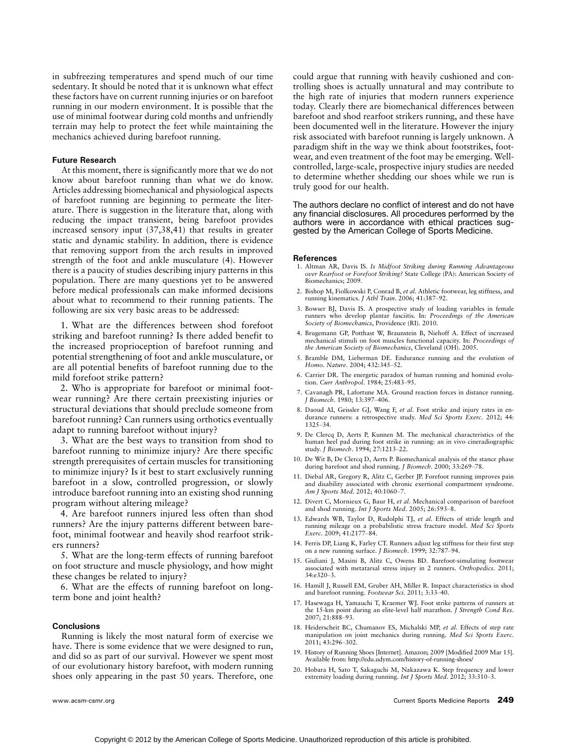in subfreezing temperatures and spend much of our time sedentary. It should be noted that it is unknown what effect these factors have on current running injuries or on barefoot running in our modern environment. It is possible that the use of minimal footwear during cold months and unfriendly terrain may help to protect the feet while maintaining the mechanics achieved during barefoot running.

### Future Research

At this moment, there is significantly more that we do not know about barefoot running than what we do know. Articles addressing biomechanical and physiological aspects of barefoot running are beginning to permeate the literature. There is suggestion in the literature that, along with reducing the impact transient, being barefoot provides increased sensory input (37,38,41) that results in greater static and dynamic stability. In addition, there is evidence that removing support from the arch results in improved strength of the foot and ankle musculature (4). However there is a paucity of studies describing injury patterns in this population. There are many questions yet to be answered before medical professionals can make informed decisions about what to recommend to their running patients. The following are six very basic areas to be addressed:

1. What are the differences between shod forefoot striking and barefoot running? Is there added benefit to the increased proprioception of barefoot running and potential strengthening of foot and ankle musculature, or are all potential benefits of barefoot running due to the mild forefoot strike pattern?

2. Who is appropriate for barefoot or minimal footwear running? Are there certain preexisting injuries or structural deviations that should preclude someone from barefoot running? Can runners using orthotics eventually adapt to running barefoot without injury?

3. What are the best ways to transition from shod to barefoot running to minimize injury? Are there specific strength prerequisites of certain muscles for transitioning to minimize injury? Is it best to start exclusively running barefoot in a slow, controlled progression, or slowly introduce barefoot running into an existing shod running program without altering mileage?

4. Are barefoot runners injured less often than shod runners? Are the injury patterns different between barefoot, minimal footwear and heavily shod rearfoot strikers runners?

5. What are the long-term effects of running barefoot on foot structure and muscle physiology, and how might these changes be related to injury?

6. What are the effects of running barefoot on long-term bone and joint health?

### Conclusions

Running is likely the most natural form of exercise we have. There is some evidence that we were designed to run, and did so as part of our survival. However we spent most of our evolutionary history barefoot, with modern running shoes only appearing in the past 50 years. Therefore, one could argue that running with heavily cushioned and controlling shoes is actually unnatural and may contribute to the high rate of injuries that modern runners experience today. Clearly there are biomechanical differences between barefoot and shod rearfoot strikers running, and these have been documented well in the literature. However the injury risk associated with barefoot running is largely unknown. A paradigm shift in the way we think about footstrikes, footwear, and even treatment of the foot may be emerging. Well-controlled, large-scale, prospective injury studies are needed to determine whether shedding our shoes while we run is truly good for our health.

The authors declare no conflict of interest and do not have any financial disclosures. All procedures performed by the authors were in accordance with ethical practices suggested by the American College of Sports Medicine.

### References

1. Altman AR, Davis IS. *Is Midfoot Striking during Running Advantageous over Rearfoot or Forefoot Striking?* State College (PA): American Society of Biomechanics; 2009.
2. Bishop M, Fiolkowski P, Conrad B, *et al*. Athletic footwear, leg stiffness, and running kinematics. *J Athl Train*. 2006; 41:387–92.
3. Bowser BJ, Davis IS. A prospective study of loading variables in female runners who develop plantar fasciitis. In: *Proceedings of the American Society of Biomechanics*, Providence (RI). 2010.
4. Brugemann GP, Potthast W, Braunstein B, Niehoff A. Effect of increased mechanical stimuli on foot muscles functional capacity. In: *Proceedings of the American Society of Biomechanics*, Cleveland (OH). 2005.
5. Bramble DM, Lieberman DE. Endurance running and the evolution of *Homo*. *Nature*. 2004; 432:345–52.
6. Carrier DR. The energetic paradox of human running and hominid evolution. *Curr Anthropol*. 1984; 25:483–95.
7. Cavanagh PR, Lafortune MA. Ground reaction forces in distance running. *J Biomech*. 1980; 13:397–406.
8. Daoud AI, Geissler GJ, Wang F, *et al*. Foot strike and injury rates in endurance runners: a retrospective study. *Med Sci Sports Exerc*. 2012; 44: 1325–34.
9. De Clercq D, Aerts P, Kunnen M. The mechanical characteristics of the human heel pad during foot strike in running: an in vivo cineradiographic study. *J Biomech*. 1994; 27:1213–22.
10. De Wit B, De Clercq D, Aerts P. Biomechanical analysis of the stance phase during barefoot and shod running. *J Biomech*. 2000; 33:269–78.
11. Diebal AR, Gregory R, Alitz C, Gerber JP. Forefoot running improves pain and disability associated with chronic exertional compartment syndrome. *Am J Sports Med*. 2012; 40:1060–7.
12. Divert C, Mornieux G, Baur H, *et al*. Mechanical comparison of barefoot and shod running. *Int J Sports Med*. 2005; 26:593–8.
13. Edwards WB, Taylor D, Rudolphi TJ, *et al*. Effects of stride length and running mileage on a probabilistic stress fracture model. *Med Sci Sports Exerc*. 2009; 41:2177–84.
14. Ferris DP, Liang K, Farley CT. Runners adjust leg stiffness for their first step on a new running surface. *J Biomech*. 1999; 32:787–94.
15. Giuliani J, Masini B, Alitz C, Owens BD. Barefoot-simulating footwear associated with metatarsal stress injury in 2 runners. *Orthopedics*. 2011; 34:e320–3.
16. Hamill J, Russell EM, Gruber AH, Miller R. Impact characteristics in shod and barefoot running. *Footwear Sci*. 2011; 3:33–40.
17. Hasegawa H, Yamauchi T, Kraemer WJ. Foot strike patterns of runners at the 15-km point during an elite-level half marathon. *J Strength Cond Res*. 2007; 21:888–93.
18. Heiderscheit BC, Chumanov ES, Michalski MP, *et al*. Effects of step rate manipulation on joint mechanics during running. *Med Sci Sports Exerc*. 2011; 43:296–302.
19. History of Running Shoes [Internet]. Amazon; 2009 [Modified 2009 Mar 15]. Available from: http://edu.udym.com/history-of-running-shoes/
20. Hobara H, Sato T, Sakaguchi M, Nakazawa K. Step frequency and lower extremity loading during running. *Int J Sports Med*. 2012; 33:310–3.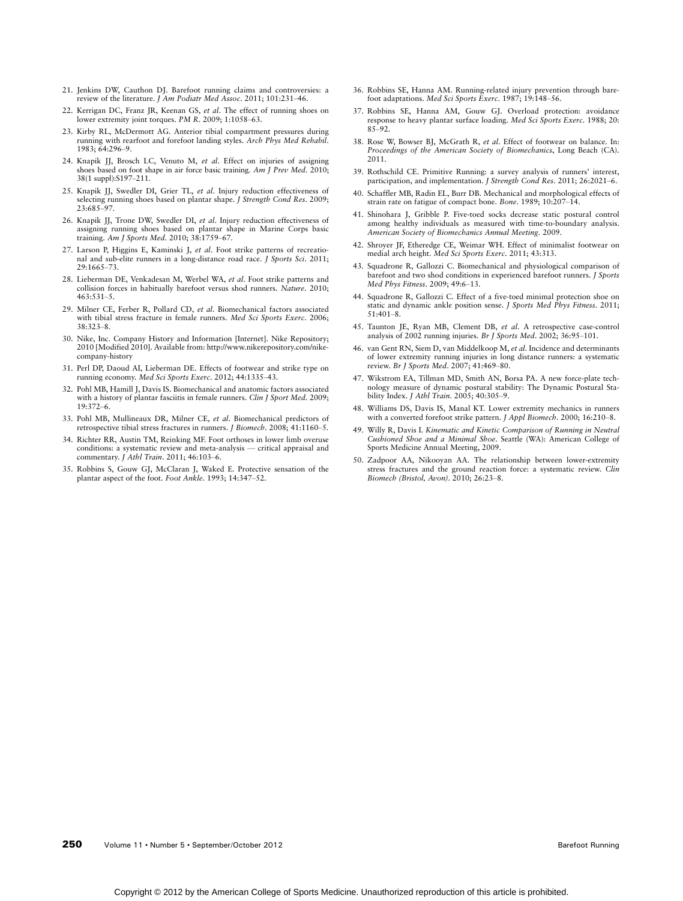21. Jenkins DW, Cauthon DJ. Barefoot running claims and controversies: a review of the literature. *J Am Podiatr Med Assoc*. 2011; 101:231–46.
22. Kerrigan DC, Franz JR, Keenan GS, *et al*. The effect of running shoes on lower extremity joint torques. *PM R*. 2009; 1:1058–63.
23. Kirby RL, McDermott AG. Anterior tibial compartment pressures during running with rearfoot and forefoot landing styles. *Arch Phys Med Rehabil*. 1983; 64:296–9.
24. Knapik JJ, Brosch LC, Venuto M, *et al*. Effect on injuries of assigning shoes based on foot shape in air force basic training. *Am J Prev Med*. 2010; 38(1 suppl):S197–211.
25. Knapik JJ, Swedler DI, Grier TL, *et al*. Injury reduction effectiveness of selecting running shoes based on plantar shape. *J Strength Cond Res*. 2009; 23:685–97.
26. Knapik JJ, Trone DW, Swedler DI, *et al*. Injury reduction effectiveness of assigning running shoes based on plantar shape in Marine Corps basic training. *Am J Sports Med*. 2010; 38:1759–67.
27. Larson P, Higgins E, Kaminski J, *et al*. Foot strike patterns of recreational and sub-elite runners in a long-distance road race. *J Sports Sci*. 2011; 29:1665–73.
28. Lieberman DE, Venkadesan M, Werbel WA, *et al*. Foot strike patterns and collision forces in habitually barefoot versus shod runners. *Nature*. 2010; 463:531–5.
29. Milner CE, Ferber R, Pollard CD, *et al*. Biomechanical factors associated with tibial stress fracture in female runners. *Med Sci Sports Exerc*. 2006; 38:323–8.
30. Nike, Inc. Company History and Information [Internet]. Nike Repository; 2010 [Modified 2010]. Available from: http://www.nikerepository.com/nike-company-history
31. Perl DP, Daoud AI, Lieberman DE. Effects of footwear and strike type on running economy. *Med Sci Sports Exerc*. 2012; 44:1335–43.
32. Pohl MB, Hamill J, Davis IS. Biomechanical and anatomic factors associated with a history of plantar fasciitis in female runners. *Clin J Sport Med*. 2009; 19:372–6.
33. Pohl MB, Mullineaux DR, Milner CE, *et al*. Biomechanical predictors of retrospective tibial stress fractures in runners. *J Biomech*. 2008; 41:1160–5.
34. Richter RR, Austin TM, Reinking MF. Foot orthoses in lower limb overuse conditions: a systematic review and meta-analysis — critical appraisal and commentary. *J Athl Train*. 2011; 46:103–6.
35. Robbins S, Gouw GJ, McClaran J, Waked E. Protective sensation of the plantar aspect of the foot. *Foot Ankle*. 1993; 14:347–52.
36. Robbins SE, Hanna AM. Running-related injury prevention through barefoot adaptations. *Med Sci Sports Exerc*. 1987; 19:148–56.
37. Robbins SE, Hanna AM, Gouw GJ. Overload protection: avoidance response to heavy plantar surface loading. *Med Sci Sports Exerc*. 1988; 20: 85–92.
38. Rose W, Bowser BJ, McGrath R, *et al*. Effect of footwear on balance. In: *Proceedings of the American Society of Biomechanics*, Long Beach (CA). 2011.
39. Rothschild CE. Primitive Running: a survey analysis of runners' interest, participation, and implementation. *J Strength Cond Res*. 2011; 26:2021–6.
40. Schaffler MB, Radin EL, Burr DB. Mechanical and morphological effects of strain rate on fatigue of compact bone. *Bone*. 1989; 10:207–14.
41. Shinohara J, Gribble P. Five-toed socks decrease static postural control among healthy individuals as measured with time-to-boundary analysis. *American Society of Biomechanics Annual Meeting*. 2009.
42. Shroyer JF, Etheredge CE, Weimar WH. Effect of minimalist footwear on medial arch height. *Med Sci Sports Exerc*. 2011; 43:313.
43. Squadrone R, Gallozzi C. Biomechanical and physiological comparison of barefoot and two shod conditions in experienced barefoot runners. *J Sports Med Phys Fitness*. 2009; 49:6–13.
44. Squadrone R, Gallozzi C. Effect of a five-toed minimal protection shoe on static and dynamic ankle position sense. *J Sports Med Phys Fitness*. 2011; 51:401–8.
45. Taunton JE, Ryan MB, Clement DB, *et al*. A retrospective case-control analysis of 2002 running injuries. *Br J Sports Med*. 2002; 36:95–101.
46. van Gent RN, Siem D, van Middelkoop M, *et al*. Incidence and determinants of lower extremity running injuries in long distance runners: a systematic review. *Br J Sports Med*. 2007; 41:469–80.
47. Wikstrom EA, Tillman MD, Smith AN, Borsa PA. A new force-plate technology measure of dynamic postural stability: The Dynamic Postural Stability Index. *J Athl Train*. 2005; 40:305–9.
48. Williams DS, Davis IS, Manal KT. Lower extremity mechanics in runners with a converted forefoot strike pattern. *J Appl Biomech*. 2000; 16:210–8.
49. Willy R, Davis I. *Kinematic and Kinetic Comparison of Running in Neutral Cushioned Shoe and a Minimal Shoe*. Seattle (WA): American College of Sports Medicine Annual Meeting, 2009.
50. Zadpoor AA, Nikooyan AA. The relationship between lower-extremity stress fractures and the ground reaction force: a systematic review. *Clin Biomech (Bristol, Avon)*. 2010; 26:23–8.

Copyright © 2012 by the American College of Sports Medicine. Unauthorized reproduction of this article is prohibited.